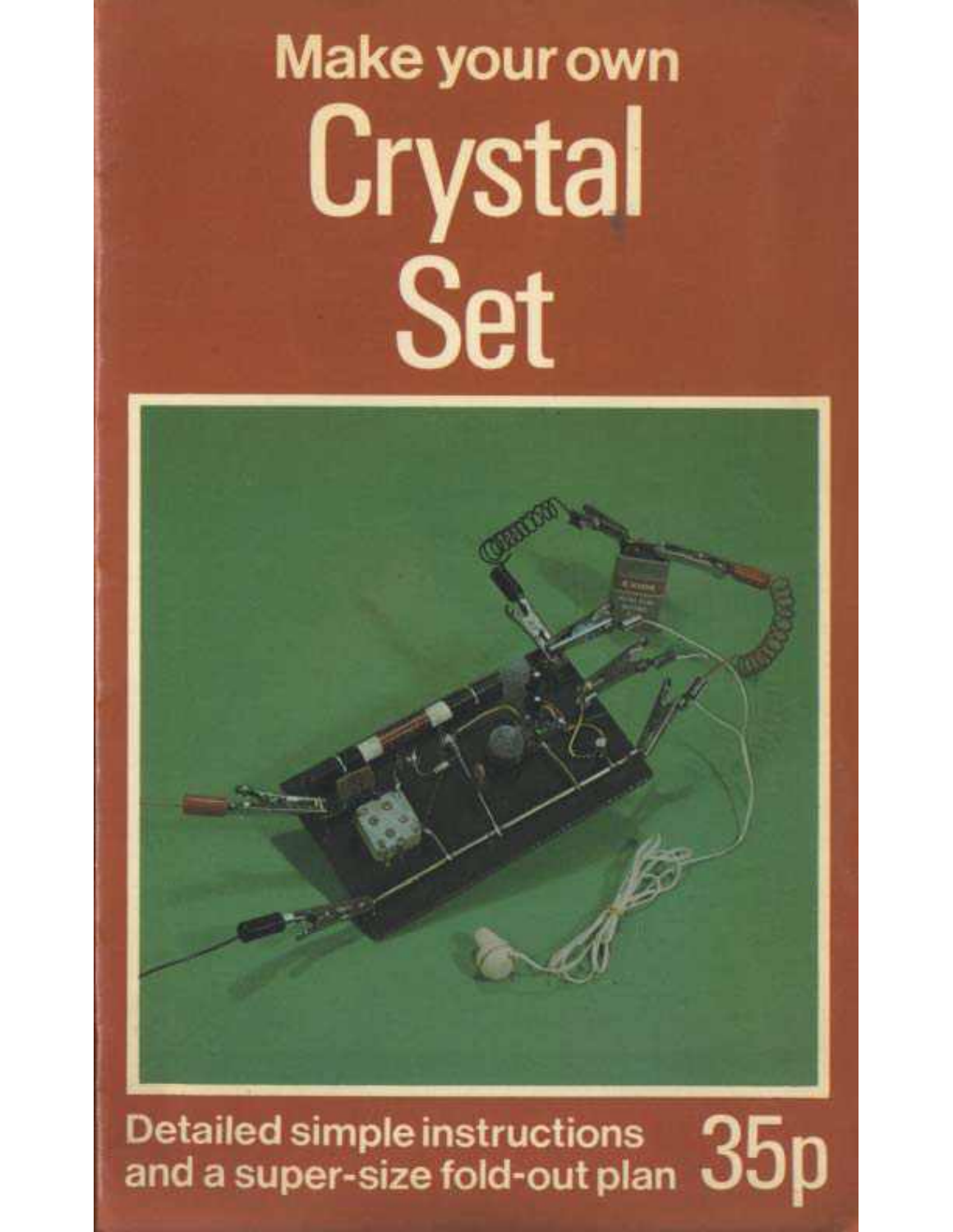# Make your own Crystal Set

Detailed simple instructions and a super-size fold-out plan

35p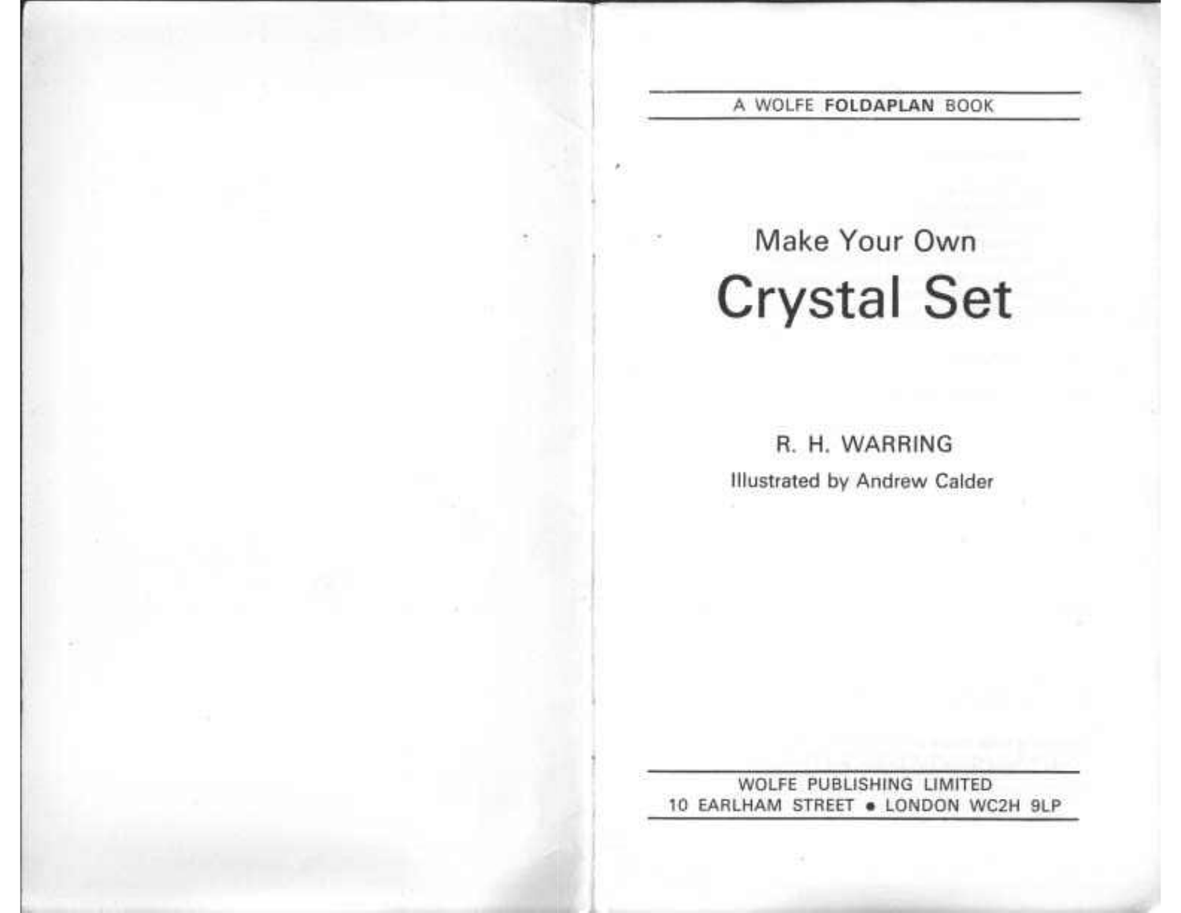A WOLFE **FOLDAPLAN** BOOK

Make Your Own

# Crystal Set

R. H. WARRING

Illustrated by Andrew Calder

WOLFE PUBLISHING LIMITED
10 EARLHAM STREET • LONDON WC2H 9LP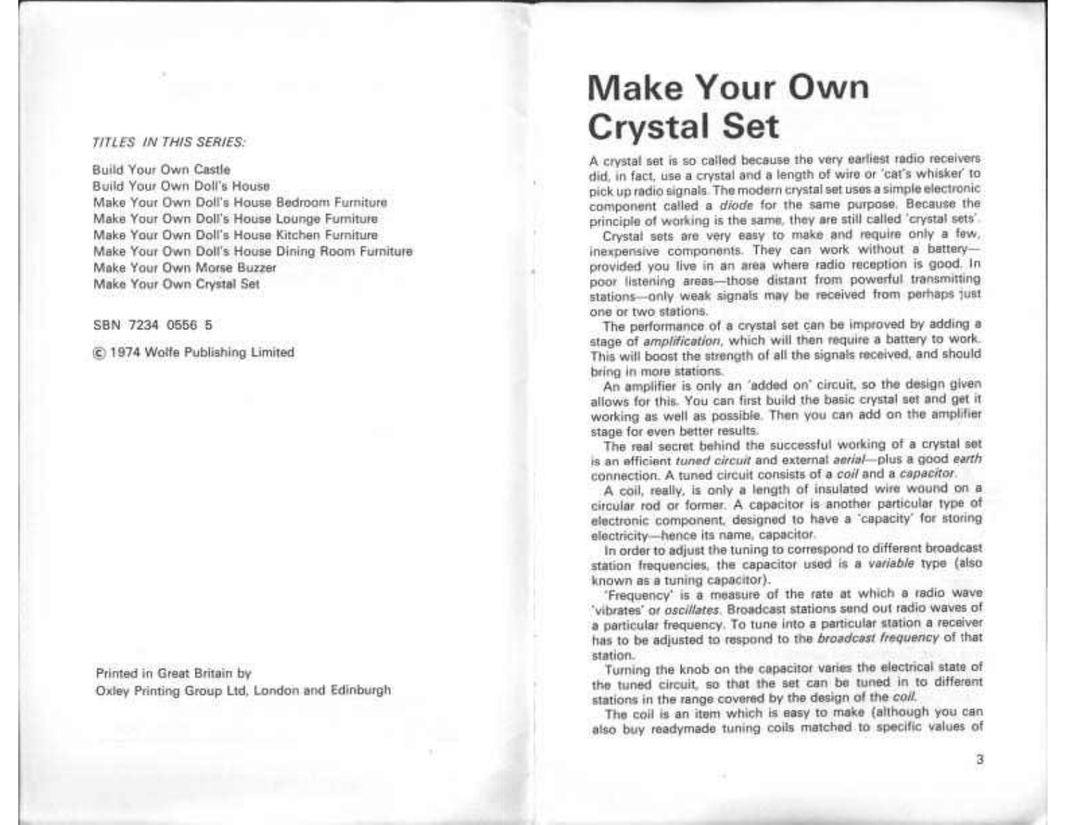*TITLES IN THIS SERIES:*

Build Your Own Castle
Build Your Own Doll's House
Make Your Own Doll's House Bedroom Furniture
Make Your Own Doll's House Lounge Furniture
Make Your Own Doll's House Kitchen Furniture
Make Your Own Doll's House Dining Room Furniture
Make Your Own Morse Buzzer
Make Your Own Crystal Set

SBN 7234 0556 5

© 1974 Wolfe Publishing Limited

Printed in Great Britain by
Oxley Printing Group Ltd, London and Edinburgh

# Make Your Own Crystal Set

A crystal set is so called because the very earliest radio receivers did, in fact, use a crystal and a length of wire or 'cat's whisker' to pick up radio signals. The modern crystal set uses a simple electronic component called a *diode* for the same purpose. Because the principle of working is the same, they are still called 'crystal sets'.

Crystal sets are very easy to make and require only a few, inexpensive components. They can work without a battery—provided you live in an area where radio reception is good. In poor listening areas—those distant from powerful transmitting stations—only weak signals may be received from perhaps just one or two stations.

The performance of a crystal set can be improved by adding a stage of *amplification*, which will then require a battery to work. This will boost the strength of all the signals received, and should bring in more stations.

An amplifier is only an 'added on' circuit, so the design given allows for this. You can first build the basic crystal set and get it working as well as possible. Then you can add on the amplifier stage for even better results.

The real secret behind the successful working of a crystal set is an efficient *tuned circuit* and external *aerial*—plus a good *earth* connection. A tuned circuit consists of a *coil* and a *capacitor*.

A coil, really, is only a length of insulated wire wound on a circular rod or former. A capacitor is another particular type of electronic component, designed to have a 'capacity' for storing electricity—hence its name, capacitor.

In order to adjust the tuning to correspond to different broadcast station frequencies, the capacitor used is a *variable* type (also known as a tuning capacitor).

'Frequency' is a measure of the rate at which a radio wave 'vibrates' or *oscillates*. Broadcast stations send out radio waves of a particular frequency. To tune into a particular station a receiver has to be adjusted to respond to the *broadcast frequency* of that station.

Turning the knob on the capacitor varies the electrical state of the tuned circuit, so that the set can be tuned in to different stations in the range covered by the design of the *coil*.

The coil is an item which is easy to make (although you can also buy readymade tuning coils matched to specific values of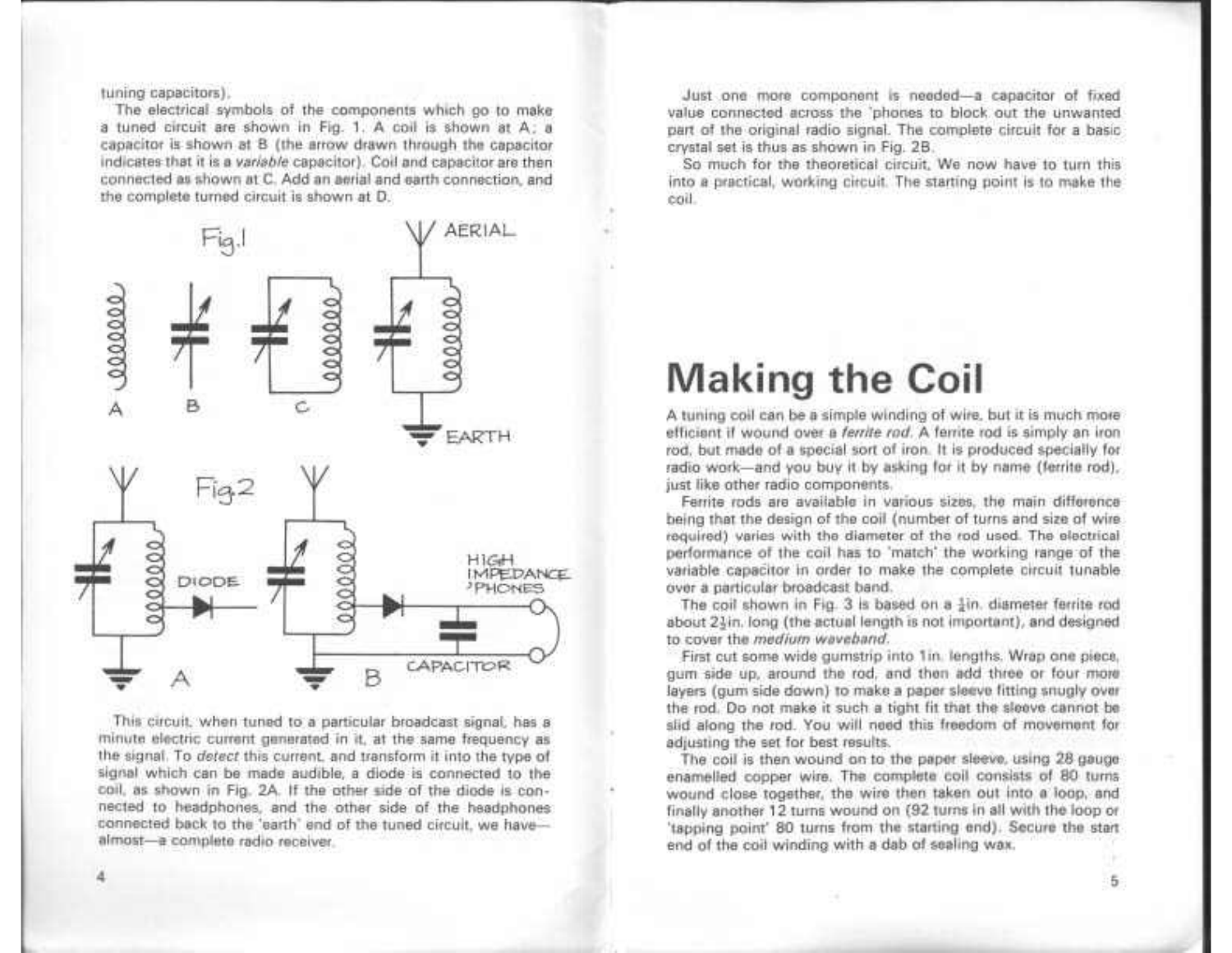tuning capacitors).

The electrical symbols of the components which go to make a tuned circuit are shown in Fig. 1. A coil is shown at A; a capacitor is shown at B (the arrow drawn through the capacitor indicates that it is a *variable* capacitor). Coil and capacitor are then connected as shown at C. Add an aerial and earth connection, and the complete turned circuit is shown at D.

Fig.1

A B C D AERIAL EARTH

Fig.2

DIODE HIGH IMPEDANCE 'PHONES CAPACITOR A B

This circuit, when tuned to a particular broadcast signal, has a minute electric current generated in it, at the same frequency as the signal. To *detect* this current, and transform it into the type of signal which can be made audible, a diode is connected to the coil, as shown in Fig. 2A. If the other side of the diode is connected to headphones, and the other side of the headphones connected back to the 'earth' end of the tuned circuit, we have—almost—a complete radio receiver.

Just one more component is needed—a capacitor of fixed value connected across the 'phones to block out the unwanted part of the original radio signal. The complete circuit for a basic crystal set is thus as shown in Fig. 2B.

So much for the theoretical circuit. We now have to turn this into a practical, working circuit. The starting point is to make the coil.

# Making the Coil

A tuning coil can be a simple winding of wire, but it is much more efficient if wound over a *ferrite rod*. A ferrite rod is simply an iron rod, but made of a special sort of iron. It is produced specially for radio work—and you buy it by asking for it by name (ferrite rod), just like other radio components.

Ferrite rods are available in various sizes, the main difference being that the design of the coil (number of turns and size of wire required) varies with the diameter of the rod used. The electrical performance of the coil has to 'match' the working range of the variable capacitor in order to make the complete circuit tunable over a particular broadcast band.

The coil shown in Fig. 3 is based on a ¼in. diameter ferrite rod about 2¼in. long (the actual length is not important), and designed to cover the *medium waveband*.

First cut some wide gumstrip into 1in. lengths. Wrap one piece, gum side up, around the rod, and then add three or four more layers (gum side down) to make a paper sleeve fitting snugly over the rod. Do not make it such a tight fit that the sleeve cannot be slid along the rod. You will need this freedom of movement for adjusting the set for best results.

The coil is then wound on to the paper sleeve, using 28 gauge enamelled copper wire. The complete coil consists of 80 turns wound close together, the wire then taken out into a loop, and finally another 12 turns wound on (92 turns in all with the loop or 'tapping point' 80 turns from the starting end). Secure the start end of the coil winding with a dab of sealing wax.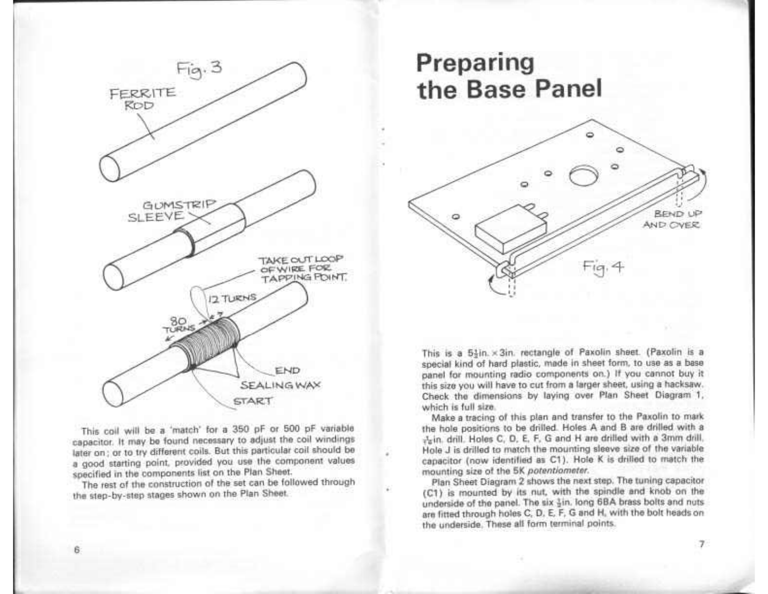Fig. 3

FERRITE ROD

GUMSTRIP SLEEVE

TAKE OUT LOOP OF WIRE FOR TAPPING POINT.

12 TURNS

80 TURNS

END

SEALING WAX

START

This coil will be a 'match' for a 350 pF or 500 pF variable capacitor. It may be found necessary to adjust the coil windings later on; or to try different coils. But this particular coil should be a good starting point, provided you use the component values specified in the components list on the Plan Sheet.

The rest of the construction of the set can be followed through the step-by-step stages shown on the Plan Sheet.

# Preparing the Base Panel

BEND UP AND OVER

Fig. 4

This is a 5½in. × 3in. rectangle of Paxolin sheet. (Paxolin is a special kind of hard plastic, made in sheet form, to use as a base panel for mounting radio components on.) If you cannot buy it this size you will have to cut from a larger sheet, using a hacksaw. Check the dimensions by laying over Plan Sheet Diagram 1, which is full size.

Make a tracing of this plan and transfer to the Paxolin to mark the hole positions to be drilled. Holes A and B are drilled with a 3/16in. drill. Holes C, D, E, F, G and H are drilled with a 3mm drill. Hole J is drilled to match the mounting sleeve size of the variable capacitor (now identified as C1). Hole K is drilled to match the mounting size of the 5K *potentiometer*.

Plan Sheet Diagram 2 shows the next step. The tuning capacitor (C1) is mounted by its nut, with the spindle and knob on the underside of the panel. The six ½in. long 6BA brass bolts and nuts are fitted through holes C, D, E, F, G and H, with the bolt heads on the underside. These all form terminal points.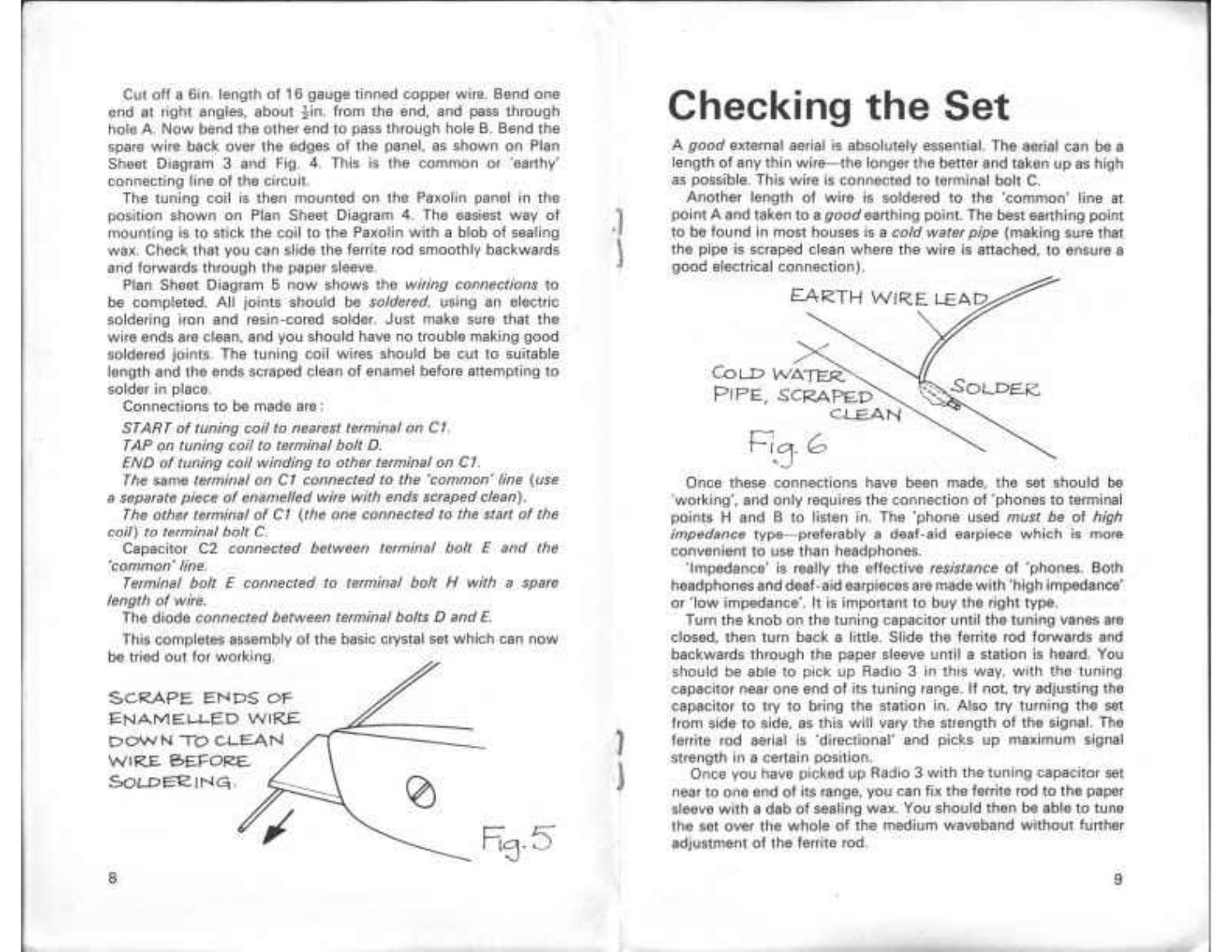Cut off a 6in. length of 16 gauge tinned copper wire. Bend one end at right angles, about ½in. from the end, and pass through hole A. Now bend the other end to pass through hole B. Bend the spare wire back over the edges of the panel, as shown on Plan Sheet Diagram 3 and Fig. 4. This is the common or 'earthy' connecting line of the circuit.

The tuning coil is then mounted on the Paxolin panel in the position shown on Plan Sheet Diagram 4. The easiest way of mounting is to stick the coil to the Paxolin with a blob of sealing wax. Check that you can slide the ferrite rod smoothly backwards and forwards through the paper sleeve.

Plan Sheet Diagram 5 now shows the *wiring connections* to be completed. All joints should be *soldered*, using an electric soldering iron and resin-cored solder. Just make sure that the wire ends are clean, and you should have no trouble making good soldered joints. The tuning coil wires should be cut to suitable length and the ends scraped clean of enamel before attempting to solder in place.

Connections to be made are:

*START of tuning coil to nearest terminal on C1.*

*TAP on tuning coil to terminal bolt D.*

*END of tuning coil winding to other terminal on C1.*

*The same terminal on C1 connected to the 'common' line (use a separate piece of enamelled wire with ends scraped clean).*

*The other terminal of C1 (the one connected to the start of the coil) to terminal bolt C.*

Capacitor C2 *connected between terminal bolt E and the 'common' line.*

*Terminal bolt E connected to terminal bolt H with a spare length of wire.*

The diode *connected between terminal bolts D and E.*

This completes assembly of the basic crystal set which can now be tried out for working.

SCRAPE ENDS OF ENAMELLED WIRE DOWN TO CLEAN WIRE BEFORE SOLDERING.

Fig. 5

# Checking the Set

A *good* external aerial is absolutely essential. The aerial can be a length of any thin wire—the longer the better and taken up as high as possible. This wire is connected to terminal bolt C.

Another length of wire is soldered to the 'common' line at point A and taken to a *good* earthing point. The best earthing point to be found in most houses is a *cold water pipe* (making sure that the pipe is scraped clean where the wire is attached, to ensure a good electrical connection).

EARTH WIRE LEAD

COLD WATER PIPE, SCRAPED CLEAN

SOLDER

Fig. 6

Once these connections have been made, the set should be 'working', and only requires the connection of 'phones to terminal points H and B to listen in. The 'phone used *must be of high impedance* type—preferably a deaf-aid earpiece which is more convenient to use than headphones.

'Impedance' is really the effective *resistance* of 'phones. Both headphones and deaf-aid earpieces are made with 'high impedance' or 'low impedance'. It is important to buy the right type.

Turn the knob on the tuning capacitor until the tuning vanes are closed, then turn back a little. Slide the ferrite rod forwards and backwards through the paper sleeve until a station is heard. You should be able to pick up Radio 3 in this way, with the tuning capacitor near one end of its tuning range. If not, try adjusting the capacitor to try to bring the station in. Also try turning the set from side to side, as this will vary the strength of the signal. The ferrite rod aerial is 'directional' and picks up maximum signal strength in a certain position.

Once you have picked up Radio 3 with the tuning capacitor set near to one end of its range, you can fix the ferrite rod to the paper sleeve with a dab of sealing wax. You should then be able to tune the set over the whole of the medium waveband without further adjustment of the ferrite rod.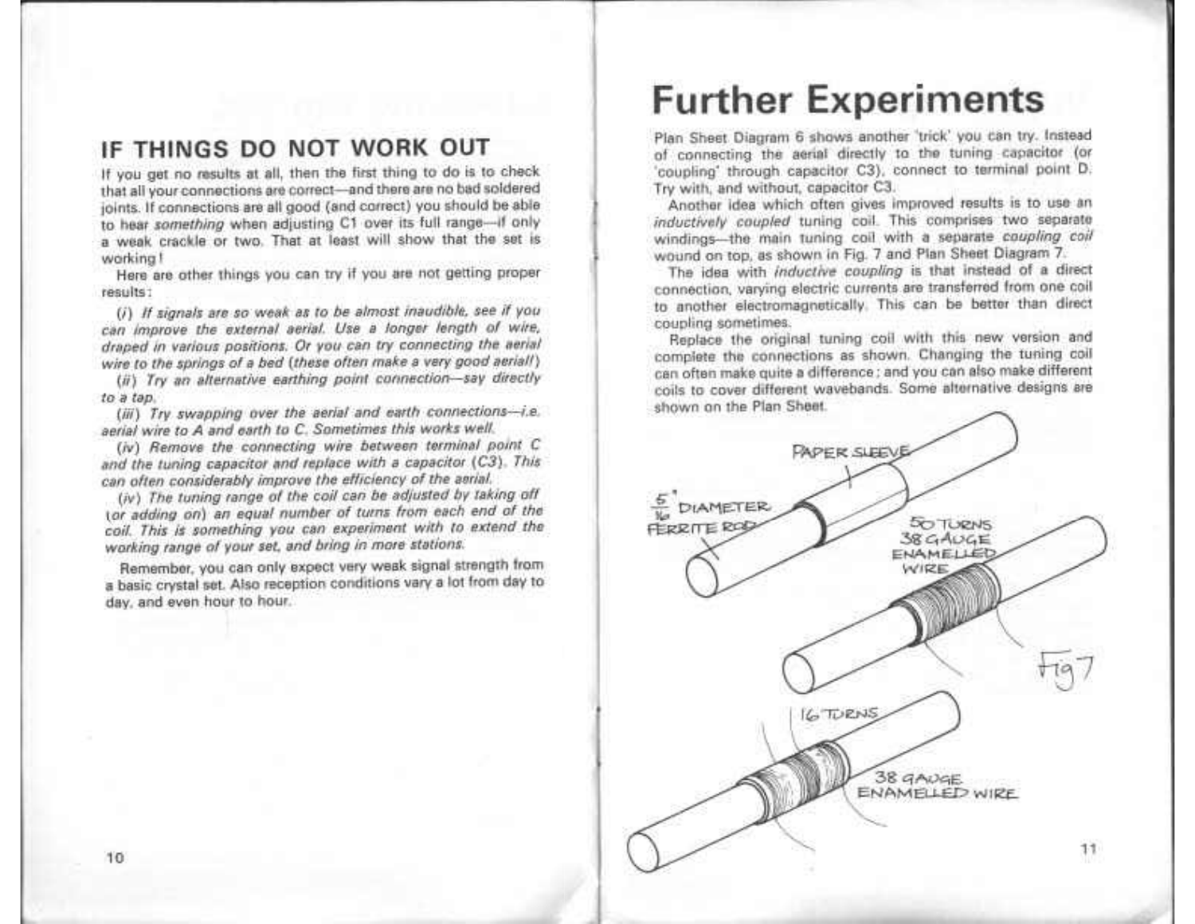## IF THINGS DO NOT WORK OUT

If you get no results at all, then the first thing to do is to check that all your connections are correct—and there are no bad soldered joints. If connections are all good (and correct) you should be able to hear *something* when adjusting C1 over its full range—if only a weak crackle or two. That at least will show that the set is working!

Here are other things you can try if you are not getting proper results:

*(i) If signals are so weak as to be almost inaudible, see if you can improve the external aerial. Use a longer length of wire, draped in various positions. Or you can try connecting the aerial wire to the springs of a bed (these often make a very good aerial!)*

*(ii) Try an alternative earthing point connection—say directly to a tap.*

*(iii) Try swapping over the aerial and earth connections—i.e. aerial wire to A and earth to C. Sometimes this works well.*

*(iv) Remove the connecting wire between terminal point C and the tuning capacitor and replace with a capacitor (C3). This can often considerably improve the efficiency of the aerial.*

*(iv) The tuning range of the coil can be adjusted by taking off (or adding on) an equal number of turns from each end of the coil. This is something you can experiment with to extend the working range of your set, and bring in more stations.*

Remember, you can only expect very weak signal strength from a basic crystal set. Also reception conditions vary a lot from day to day, and even hour to hour.

# Further Experiments

Plan Sheet Diagram 6 shows another 'trick' you can try. Instead of connecting the aerial directly to the tuning capacitor (or 'coupling' through capacitor C3), connect to terminal point D. Try with, and without, capacitor C3.

Another idea which often gives improved results is to use an *inductively coupled* tuning coil. This comprises two separate windings—the main tuning coil with a separate *coupling coil* wound on top, as shown in Fig. 7 and Plan Sheet Diagram 7.

The idea with *inductive coupling* is that instead of a direct connection, varying electric currents are transferred from one coil to another electromagnetically. This can be better than direct coupling sometimes.

Replace the original tuning coil with this new version and complete the connections as shown. Changing the tuning coil can often make quite a difference; and you can also make different coils to cover different wavebands. Some alternative designs are shown on the Plan Sheet.

PAPER SLEEVE

$\frac{5}{16}$" DIAMETER FERRITE ROD

50 TURNS 38 GAUGE ENAMELLED WIRE

16 TURNS

38 GAUGE ENAMELLED WIRE

Fig 7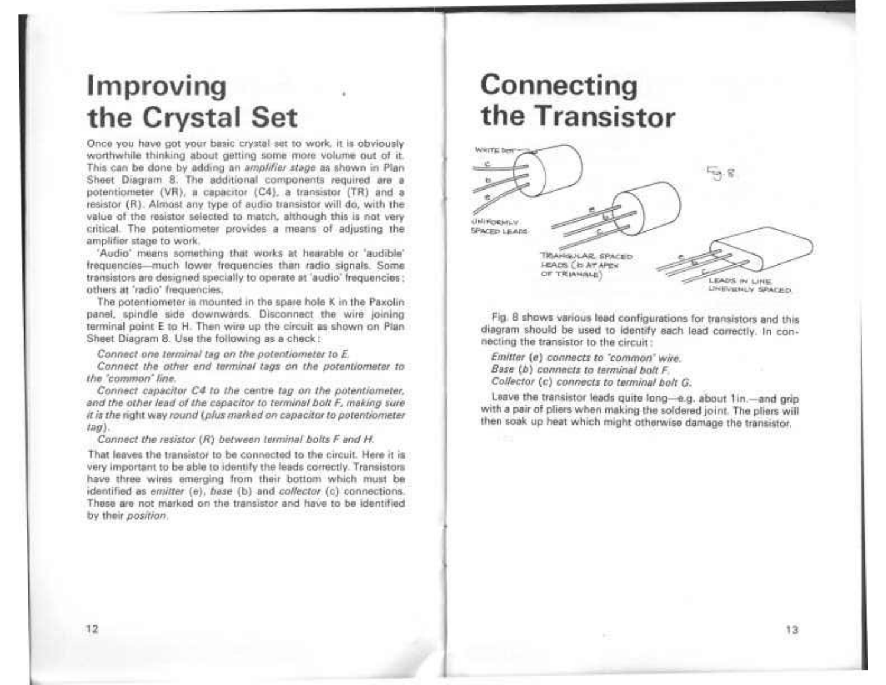# Improving the Crystal Set

Once you have got your basic crystal set to work, it is obviously worthwhile thinking about getting some more volume out of it. This can be done by adding an *amplifier stage* as shown in Plan Sheet Diagram 8. The additional components required are a potentiometer (VR), a capacitor (C4), a transistor (TR) and a resistor (R). Almost any type of audio transistor will do, with the value of the resistor selected to match, although this is not very critical. The potentiometer provides a means of adjusting the amplifier stage to work.

'Audio' means something that works at hearable or 'audible' frequencies—much lower frequencies than radio signals. Some transistors are designed specially to operate at 'audio' frequencies; others at 'radio' frequencies.

The potentiometer is mounted in the spare hole K in the Paxolin panel, spindle side downwards. Disconnect the wire joining terminal point E to H. Then wire up the circuit as shown on Plan Sheet Diagram 8. Use the following as a check:

*Connect one terminal tag on the potentiometer to E.*

*Connect the other end terminal tags on the potentiometer to the 'common' line.*

*Connect capacitor C4 to the centre tag on the potentiometer, and the other lead of the capacitor to terminal bolt F, making sure it is the right way round (plus marked on capacitor to potentiometer tag).*

*Connect the resistor (R) between terminal bolts F and H.*

That leaves the transistor to be connected to the circuit. Here it is very important to be able to identify the leads correctly. Transistors have three wires emerging from their bottom which must be identified as *emitter* (e), *base* (b) and *collector* (c) connections. These are not marked on the transistor and have to be identified by their *position*.

# Connecting the Transistor

WHITE DOT, c, b, e, UNIFORMLY SPACED LEADS; e, b, c, TRIANGULAR SPACED LEADS (b AT APEX OF TRIANGLE); e, b, c, LEADS IN LINE UNEVENLY SPACED

Fig. 8

Fig. 8 shows various lead configurations for transistors and this diagram should be used to identify each lead correctly. In connecting the transistor to the circuit:

*Emitter (e) connects to 'common' wire.*
*Base (b) connects to terminal bolt F.*
*Collector (c) connects to terminal bolt G.*

Leave the transistor leads quite long—e.g. about 1in.—and grip with a pair of pliers when making the soldered joint. The pliers will then soak up heat which might otherwise damage the transistor.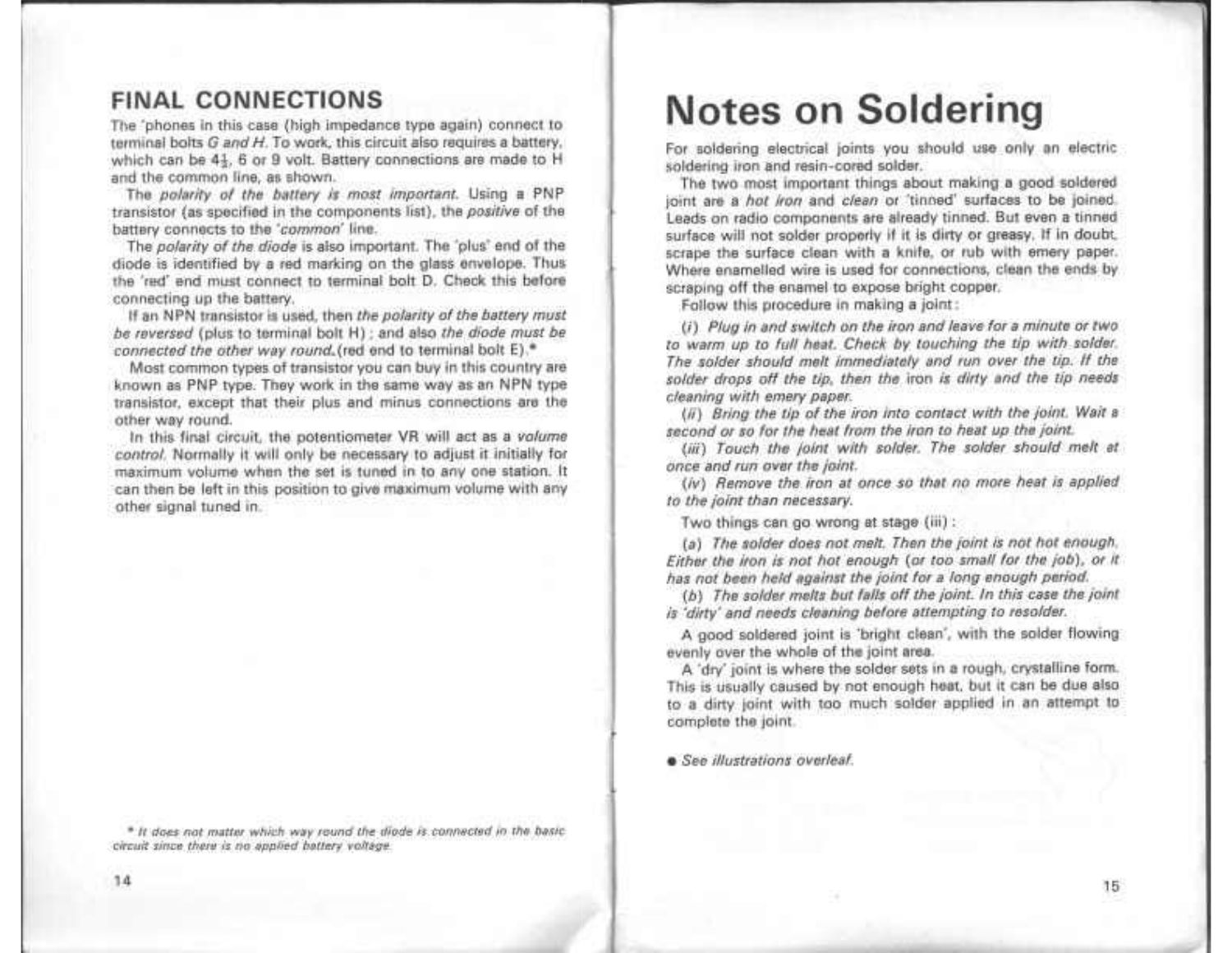## FINAL CONNECTIONS

The 'phones in this case (high impedance type again) connect to terminal bolts *G and H*. To work, this circuit also requires a battery, which can be 4½, 6 or 9 volt. Battery connections are made to H and the common line, as shown.

The *polarity of the battery is most important*. Using a PNP transistor (as specified in the components list), the *positive* of the battery connects to the *'common'* line.

The *polarity of the diode* is also important. The 'plus' end of the diode is identified by a red marking on the glass envelope. Thus the 'red' end must connect to terminal bolt D. Check this before connecting up the battery.

If an NPN transistor is used, then *the polarity of the battery must be reversed* (plus to terminal bolt H) ; and also *the diode must be connected the other way round*.(red end to terminal bolt E).*

Most common types of transistor you can buy in this country are known as PNP type. They work in the same way as an NPN type transistor, except that their plus and minus connections are the other way round.

In this final circuit, the potentiometer VR will act as a *volume control*. Normally it will only be necessary to adjust it initially for maximum volume when the set is tuned in to any one station. It can then be left in this position to give maximum volume with any other signal tuned in.

* *It does not matter which way round the diode is connected in the basic circuit since there is no applied battery voltage.*

# Notes on Soldering

For soldering electrical joints you should use only an electric soldering iron and resin-cored solder.

The two most important things about making a good soldered joint are a *hot iron* and *clean* or 'tinned' surfaces to be joined. Leads on radio components are already tinned. But even a tinned surface will not solder properly if it is dirty or greasy. If in doubt, scrape the surface clean with a knife, or rub with emery paper. Where enamelled wire is used for connections, clean the ends by scraping off the enamel to expose bright copper.

Follow this procedure in making a joint:

(*i*) *Plug in and switch on the iron and leave for a minute or two to warm up to full heat. Check by touching the tip with solder. The solder should melt immediately and run over the tip. If the solder drops off the tip, then the iron is dirty and the tip needs cleaning with emery paper.*

(*ii*) *Bring the tip of the iron into contact with the joint. Wait a second or so for the heat from the iron to heat up the joint.*

(*iii*) *Touch the joint with solder. The solder should melt at once and run over the joint.*

(*iv*) *Remove the iron at once so that no more heat is applied to the joint than necessary.*

Two things can go wrong at stage (iii) :

(*a*) *The solder does not melt. Then the joint is not hot enough. Either the iron is not hot enough (or too small for the job), or it has not been held against the joint for a long enough period.*

(*b*) *The solder melts but falls off the joint. In this case the joint is 'dirty' and needs cleaning before attempting to resolder.*

A good soldered joint is 'bright clean', with the solder flowing evenly over the whole of the joint area.

A 'dry' joint is where the solder sets in a rough, crystalline form. This is usually caused by not enough heat, but it can be due also to a dirty joint with too much solder applied in an attempt to complete the joint.

● *See illustrations overleaf.*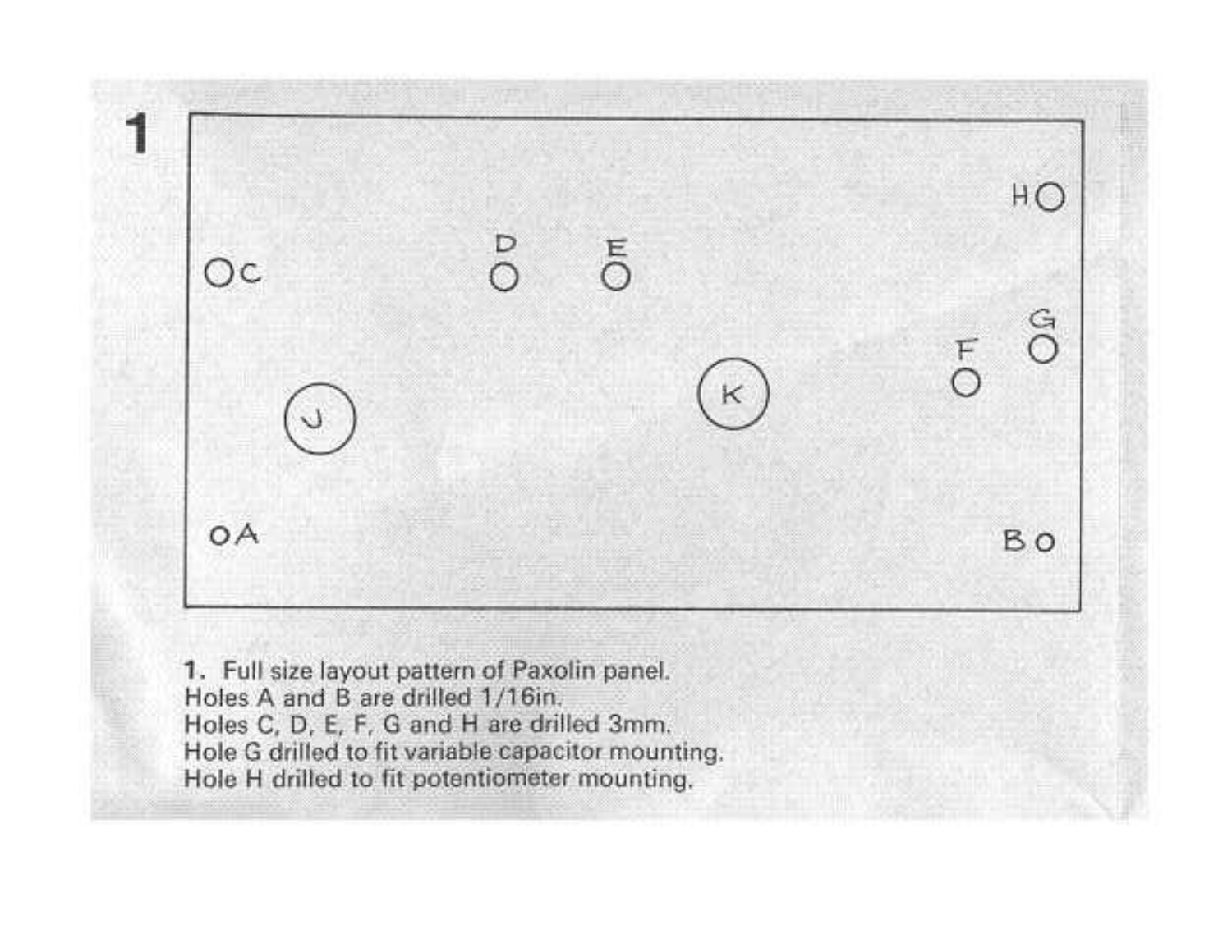**1.** Full size layout pattern of Paxolin panel.
Holes A and B are drilled 1/16in.
Holes C, D, E, F, G and H are drilled 3mm.
Hole G drilled to fit variable capacitor mounting.
Hole H drilled to fit potentiometer mounting.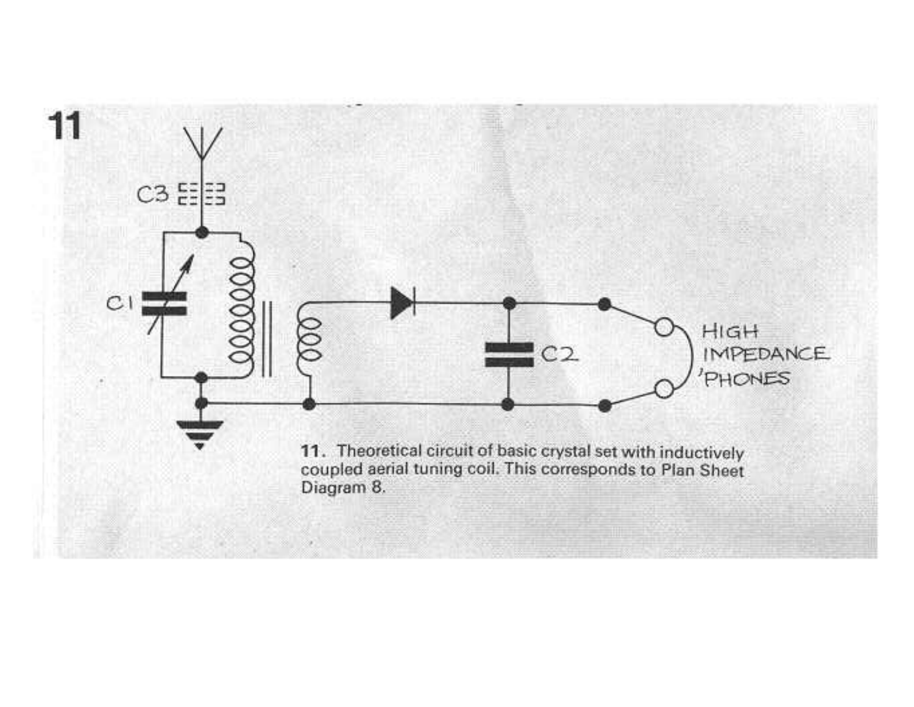11. Theoretical circuit of basic crystal set with inductively coupled aerial tuning coil. This corresponds to Plan Sheet Diagram 8.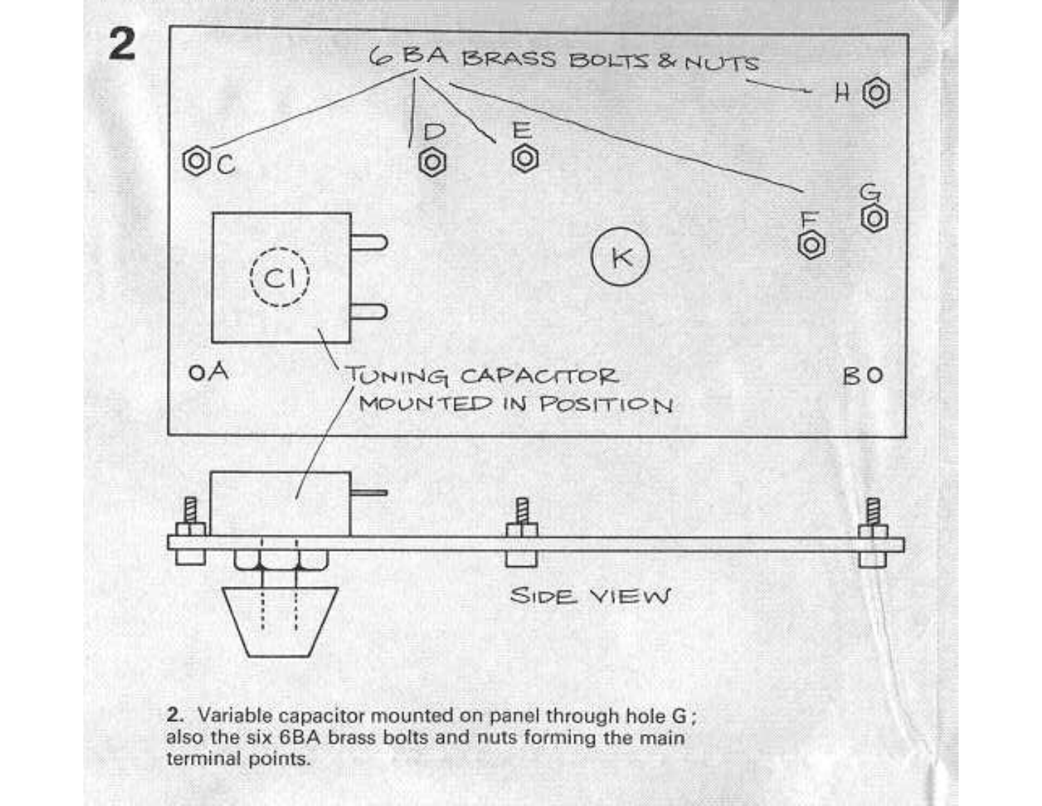2

6 BA BRASS BOLTS & NUTS

C D E H F G K C1 A B

TUNING CAPACITOR MOUNTED IN POSITION

SIDE VIEW

**2.** Variable capacitor mounted on panel through hole G; also the six 6BA brass bolts and nuts forming the main terminal points.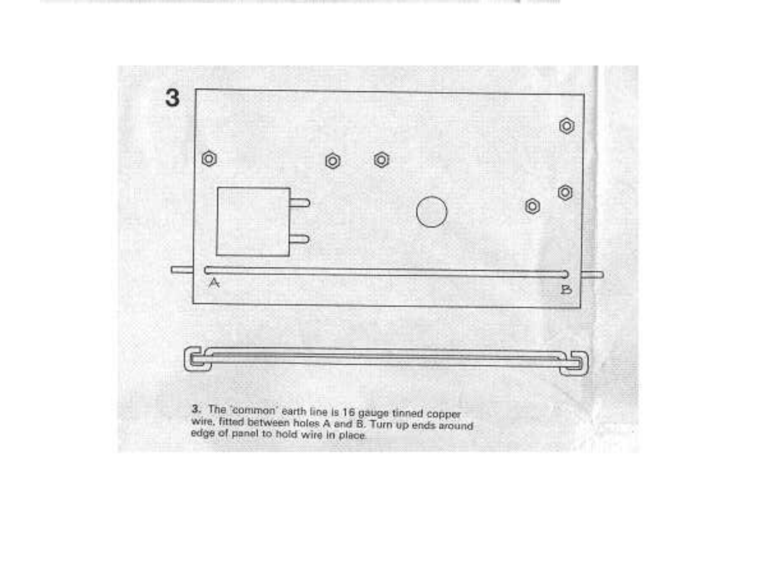3

A

B

**3.** The 'common' earth line is 16 gauge tinned copper wire, fitted between holes A and B. Turn up ends around edge of panel to hold wire in place.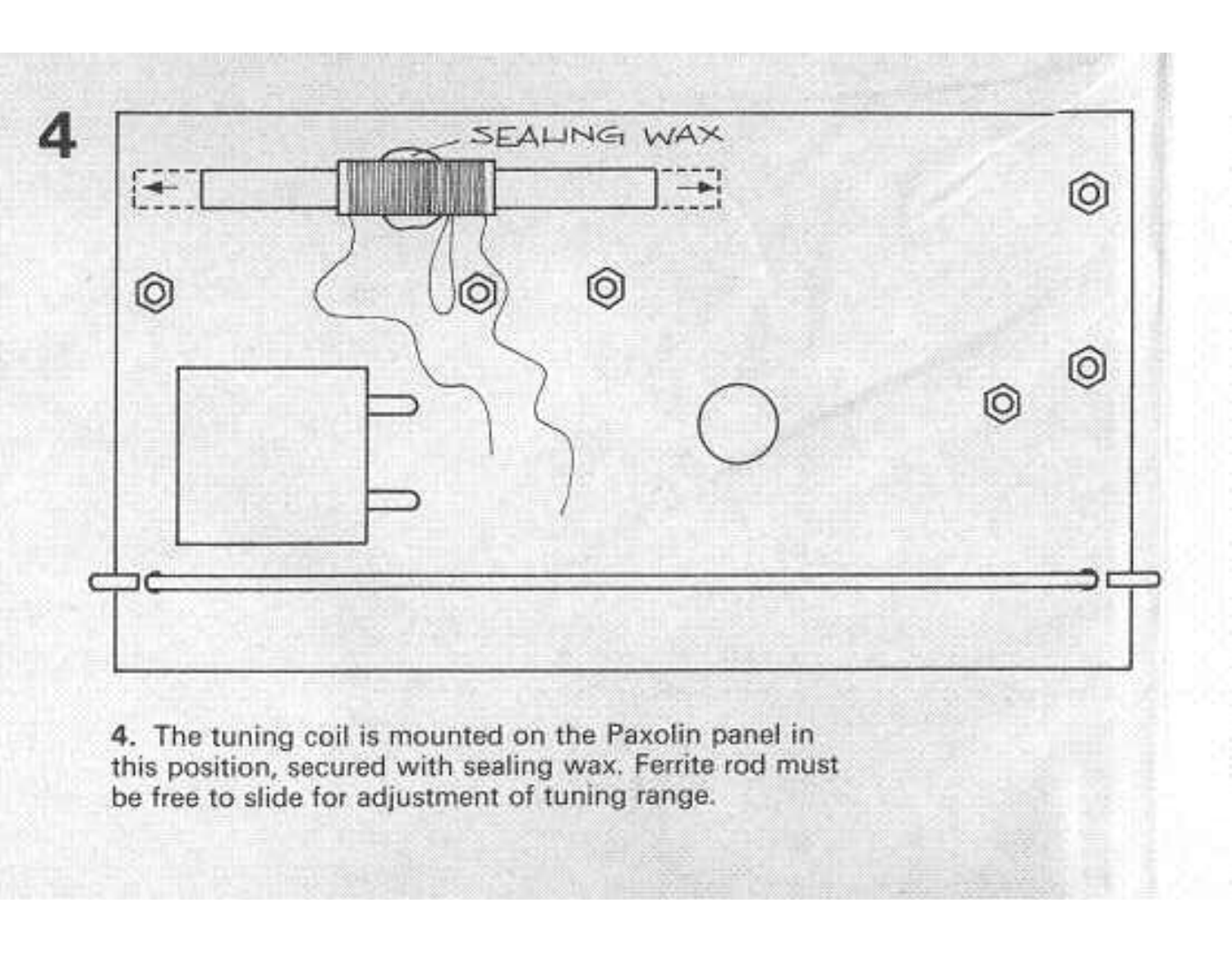4. The tuning coil is mounted on the Paxolin panel in this position, secured with sealing wax. Ferrite rod must be free to slide for adjustment of tuning range.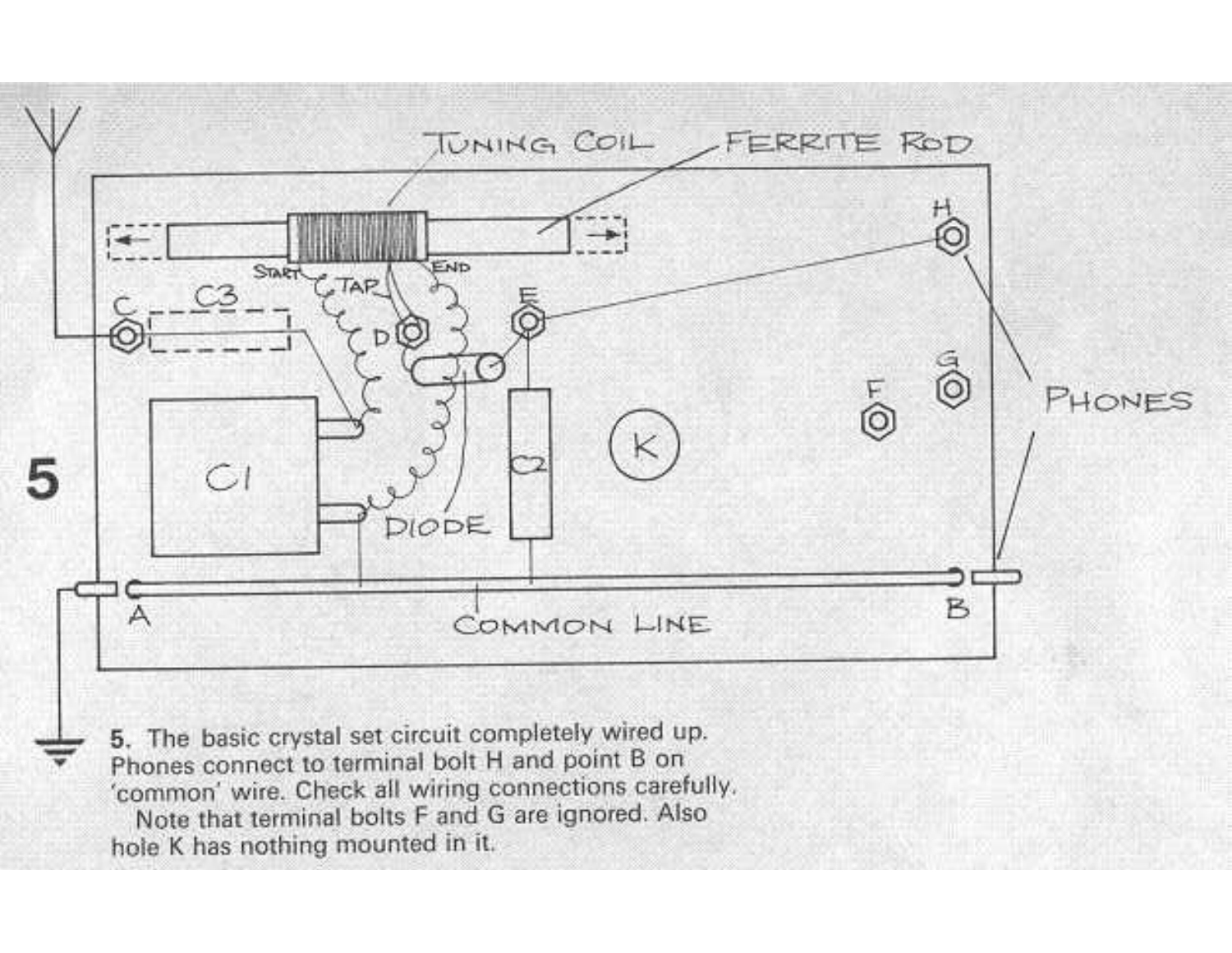**5.** The basic crystal set circuit completely wired up. Phones connect to terminal bolt H and point B on 'common' wire. Check all wiring connections carefully.

Note that terminal bolts F and G are ignored. Also hole K has nothing mounted in it.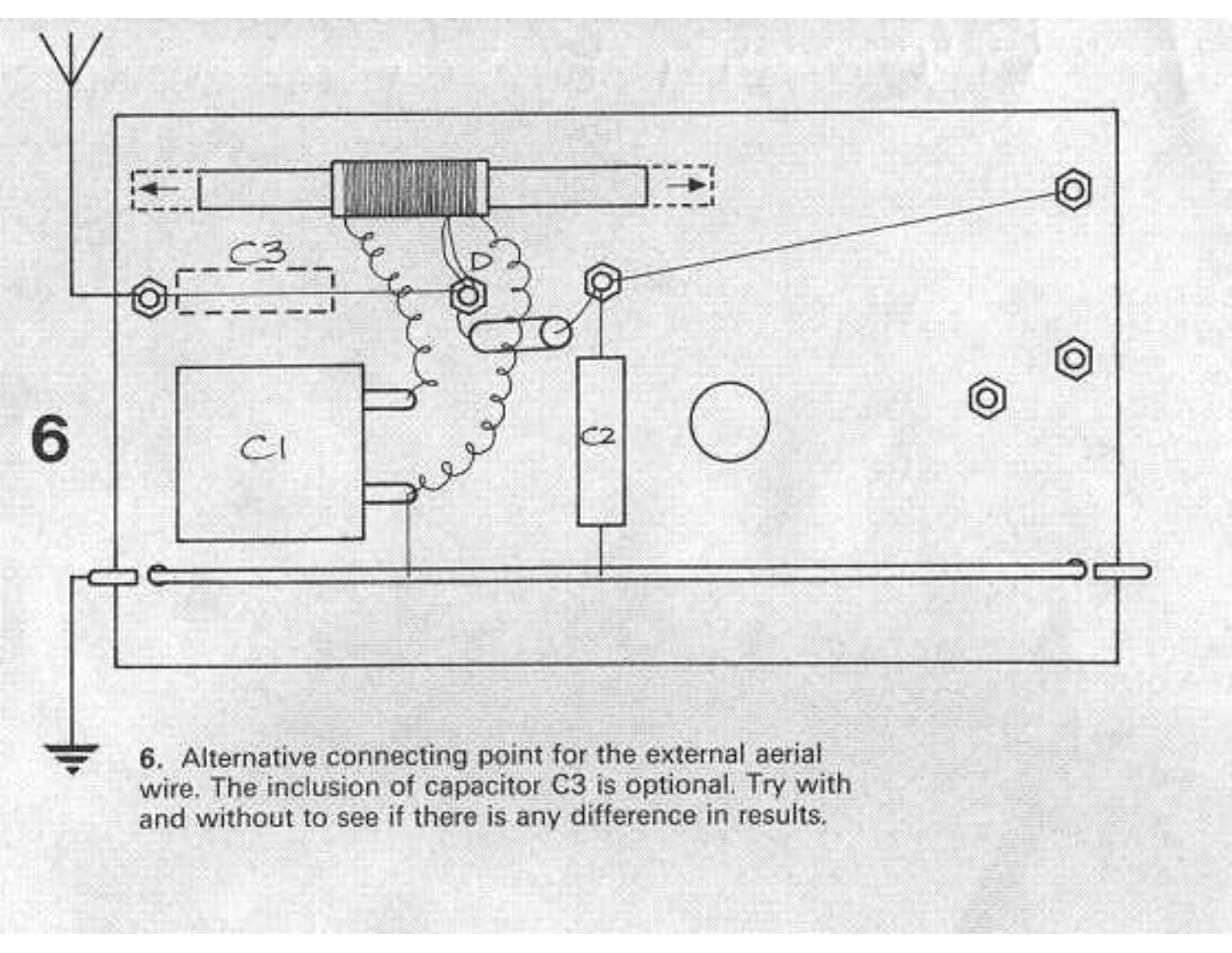**6.** Alternative connecting point for the external aerial wire. The inclusion of capacitor C3 is optional. Try with and without to see if there is any difference in results.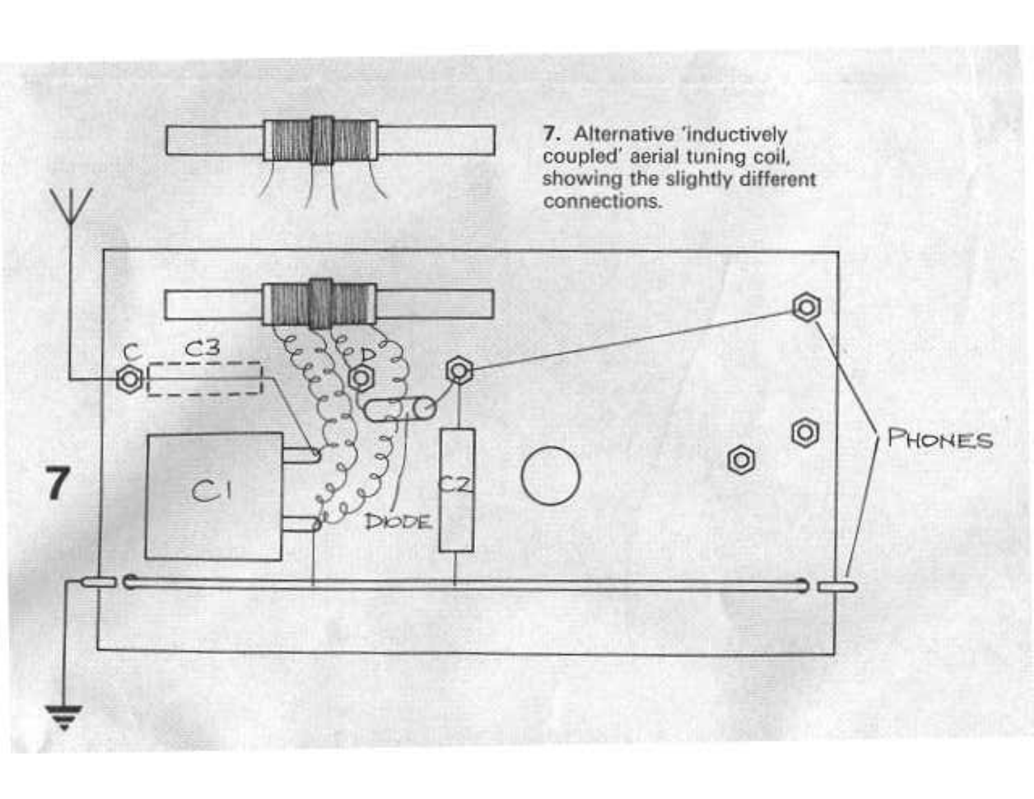7. Alternative 'inductively coupled' aerial tuning coil, showing the slightly different connections.

7

C

C3

D

C1

C2

DIODE

PHONES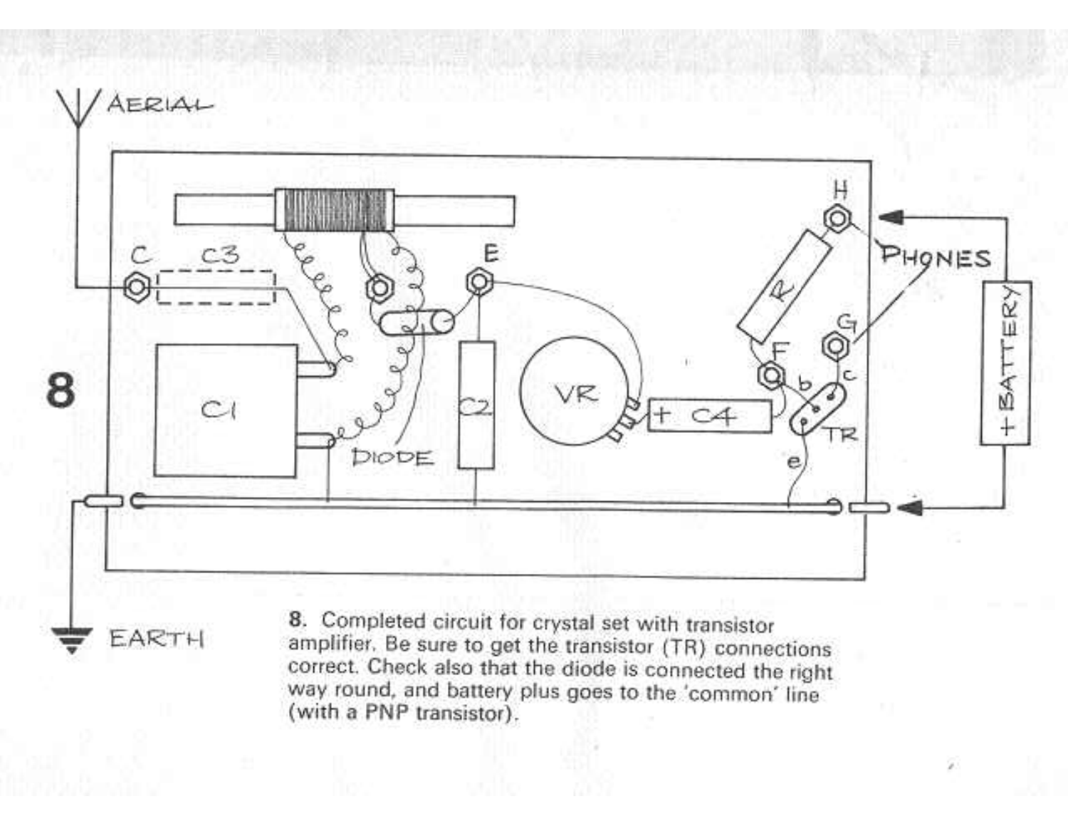**8**

8. Completed circuit for crystal set with transistor amplifier. Be sure to get the transistor (TR) connections correct. Check also that the diode is connected the right way round, and battery plus goes to the 'common' line (with a PNP transistor).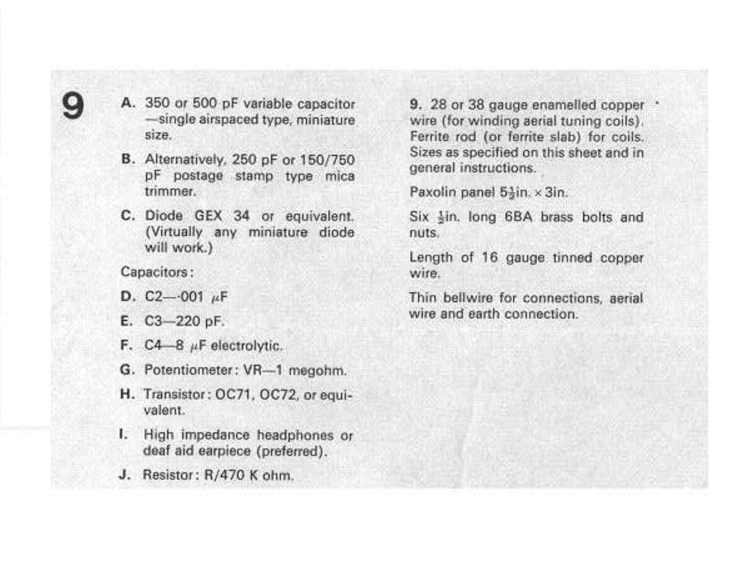# 9

**A.** 350 or 500 pF variable capacitor—single airspaced type, miniature size.

**B.** Alternatively, 250 pF or 150/750 pF postage stamp type mica trimmer.

**C.** Diode GEX 34 or equivalent. (Virtually any miniature diode will work.)

Capacitors:

**D.** C2—·001 μF

**E.** C3—220 pF.

**F.** C4—8 μF electrolytic.

**G.** Potentiometer: VR—1 megohm.

**H.** Transistor: OC71, OC72, or equivalent.

**I.** High impedance headphones or deaf aid earpiece (preferred).

**J.** Resistor: R/470 K ohm.

**9.** 28 or 38 gauge enamelled copper wire (for winding aerial tuning coils). Ferrite rod (or ferrite slab) for coils. Sizes as specified on this sheet and in general instructions.

Paxolin panel 5½in. × 3in.

Six ½in. long 6BA brass bolts and nuts.

Length of 16 gauge tinned copper wire.

Thin bellwire for connections, aerial wire and earth connection.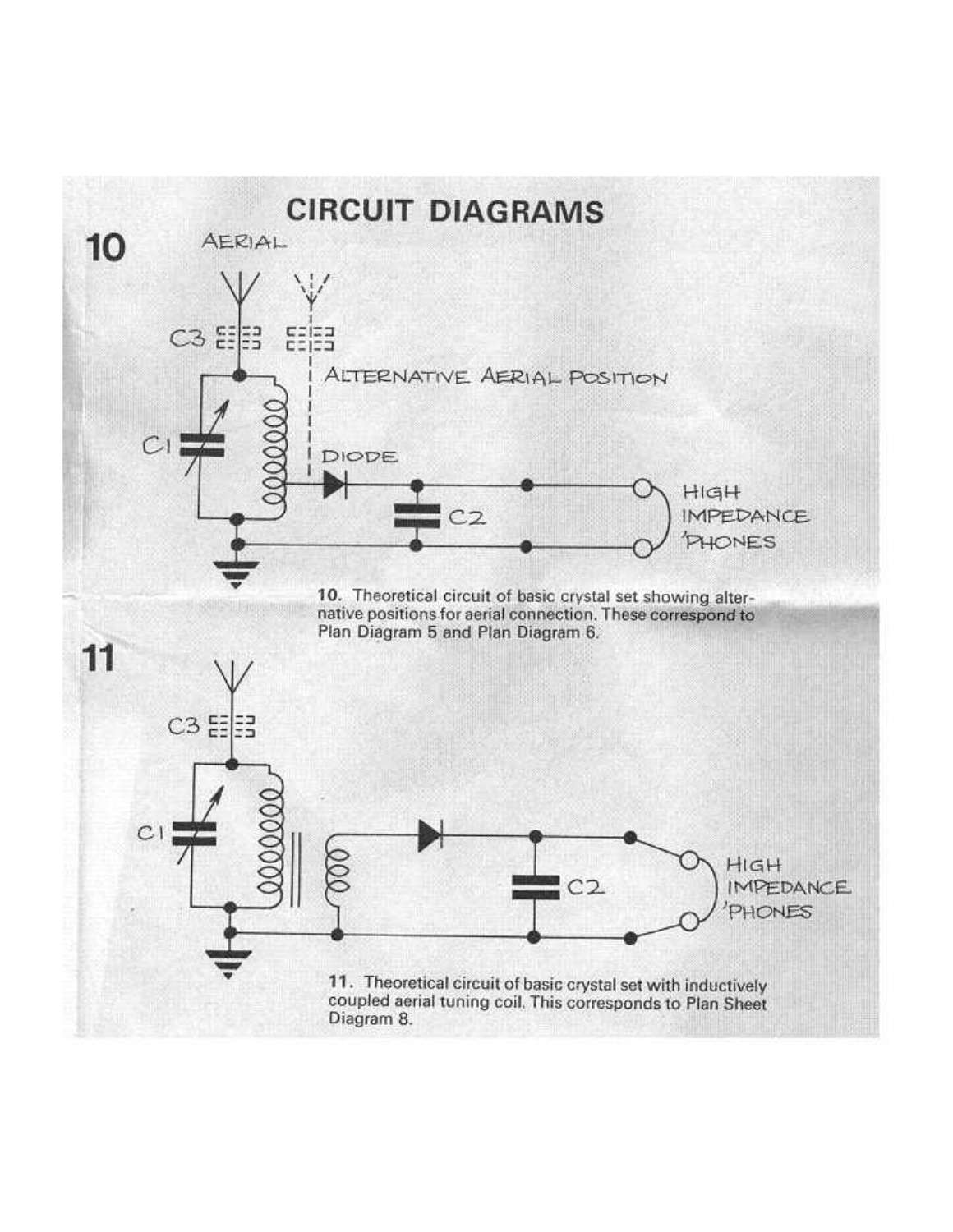# CIRCUIT DIAGRAMS

**10**

10. Theoretical circuit of basic crystal set showing alternative positions for aerial connection. These correspond to Plan Diagram 5 and Plan Diagram 6.

**11**

11. Theoretical circuit of basic crystal set with inductively coupled aerial tuning coil. This corresponds to Plan Sheet Diagram 8.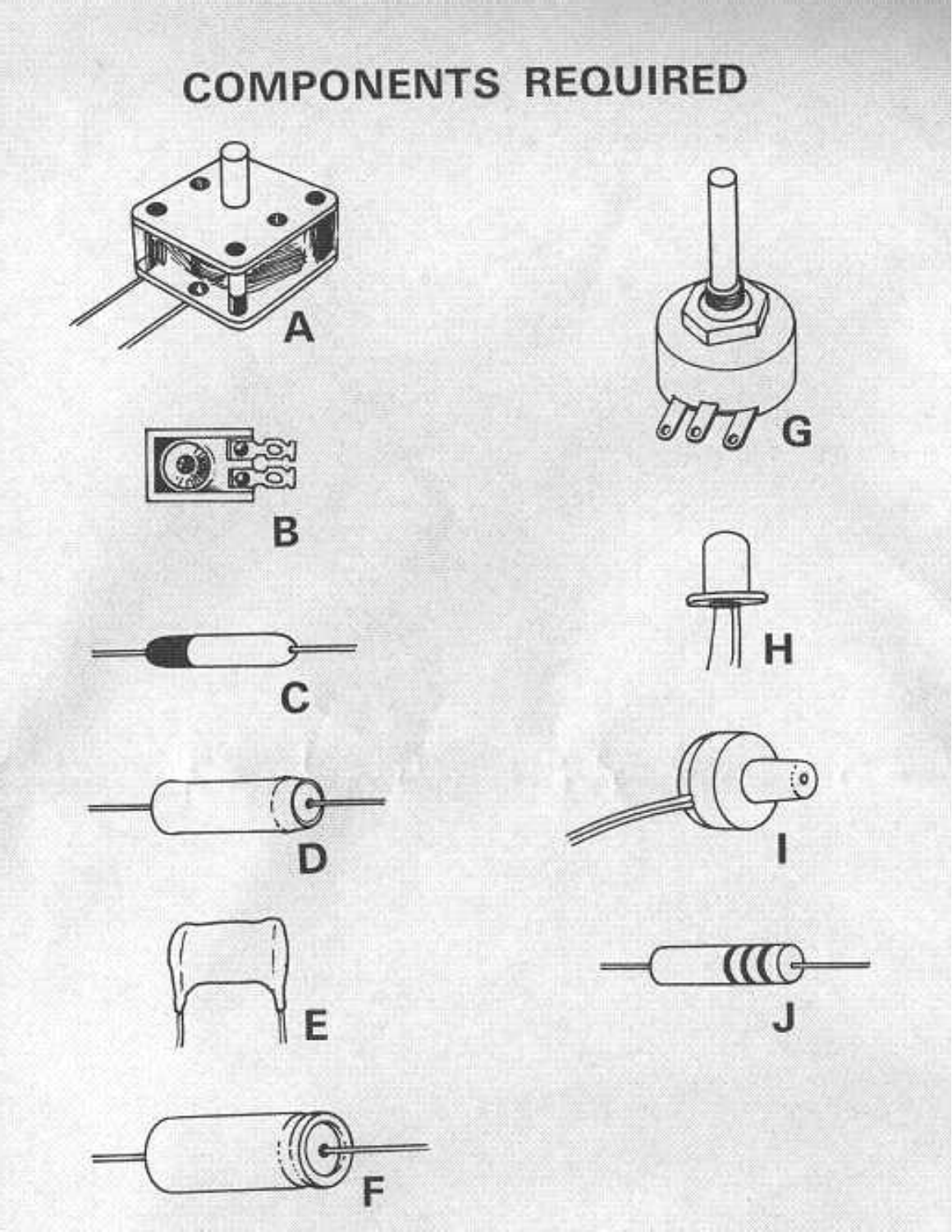# COMPONENTS REQUIRED

A

B

C

D

E

F

G

H

I

J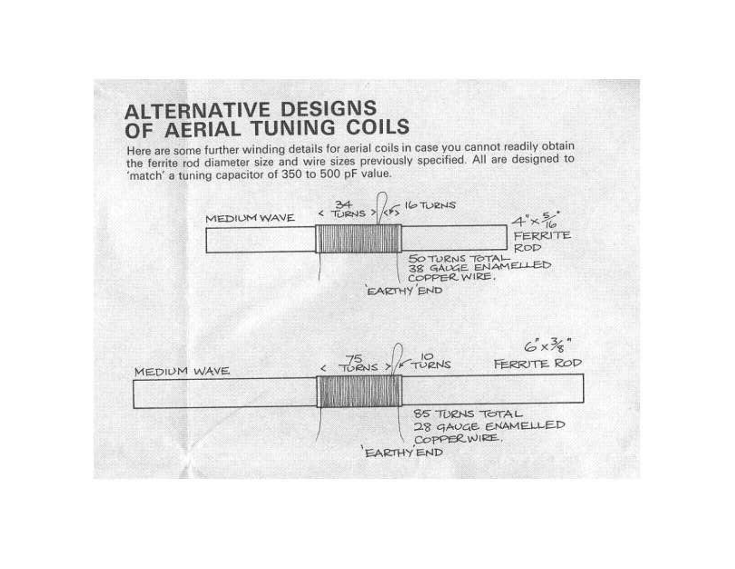# ALTERNATIVE DESIGNS OF AERIAL TUNING COILS

Here are some further winding details for aerial coils in case you cannot readily obtain the ferrite rod diameter size and wire sizes previously specified. All are designed to 'match' a tuning capacitor of 350 to 500 pF value.

MEDIUM WAVE

< 34 TURNS > <16 TURNS

4" × 5/16" FERRITE ROD

50 TURNS TOTAL
38 GAUGE ENAMELLED COPPER WIRE.

'EARTHY' END

MEDIUM WAVE

< 75 TURNS > 10 TURNS

6" × 3/8" FERRITE ROD

85 TURNS TOTAL
28 GAUGE ENAMELLED COPPER WIRE.

'EARTHY' END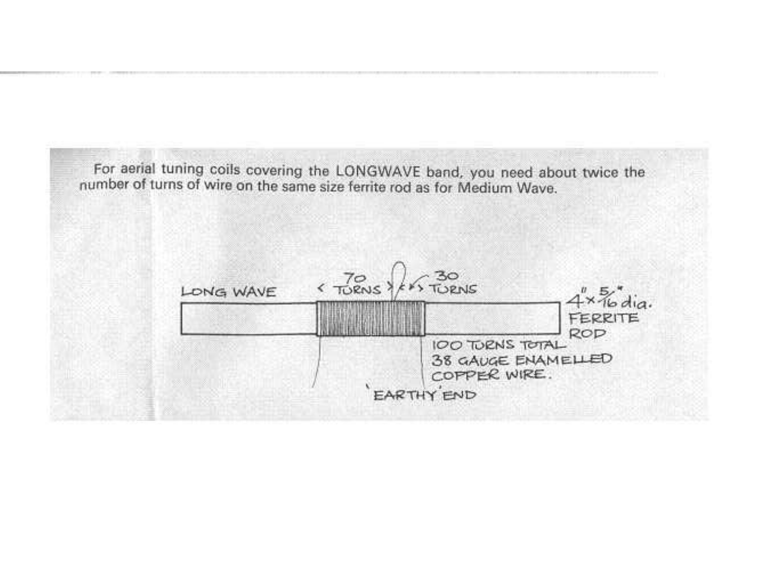For aerial tuning coils covering the LONGWAVE band, you need about twice the number of turns of wire on the same size ferrite rod as for Medium Wave.

LONG WAVE

< 70 TURNS > < > 30 TURNS

4" × 5/16" dia. FERRITE ROD

100 TURNS TOTAL
38 GAUGE ENAMELLED COPPER WIRE.

'EARTHY' END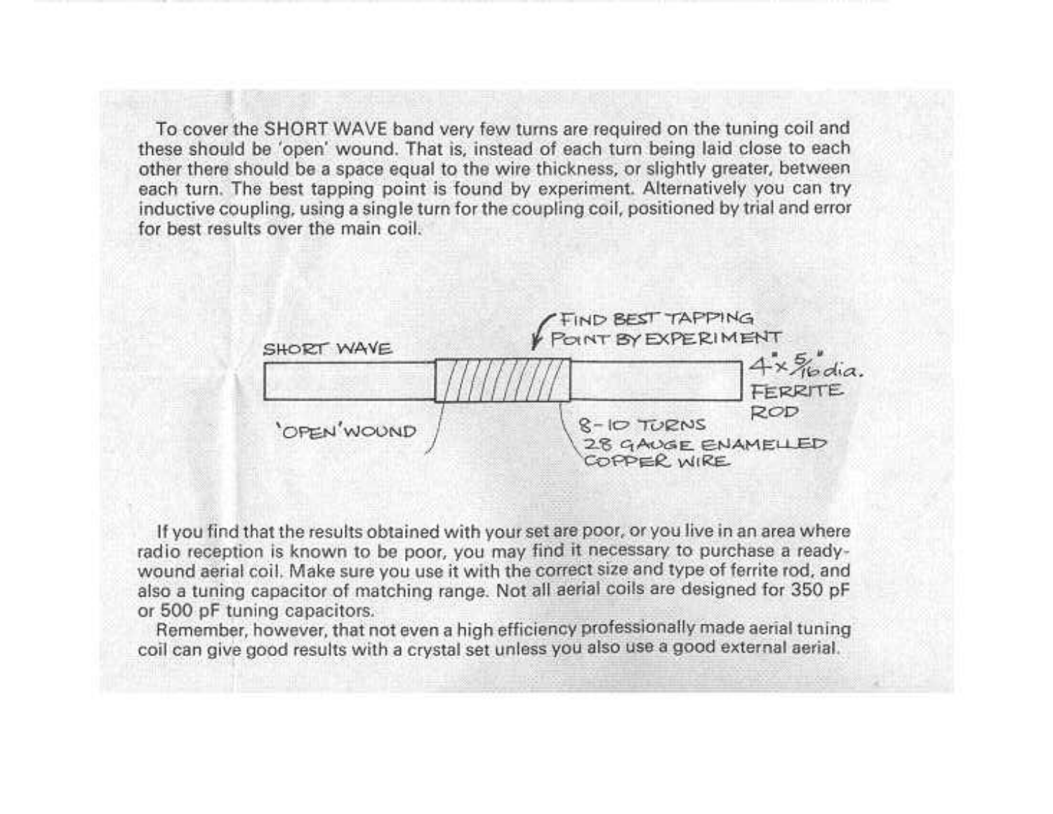To cover the SHORT WAVE band very few turns are required on the tuning coil and these should be 'open' wound. That is, instead of each turn being laid close to each other there should be a space equal to the wire thickness, or slightly greater, between each turn. The best tapping point is found by experiment. Alternatively you can try inductive coupling, using a single turn for the coupling coil, positioned by trial and error for best results over the main coil.

SHORT WAVE

FIND BEST TAPPING POINT BY EXPERIMENT

4" x 5/16" dia. FERRITE ROD

'OPEN' WOUND

8-10 TURNS 28 GAUGE ENAMELLED COPPER WIRE

If you find that the results obtained with your set are poor, or you live in an area where radio reception is known to be poor, you may find it necessary to purchase a ready-wound aerial coil. Make sure you use it with the correct size and type of ferrite rod, and also a tuning capacitor of matching range. Not all aerial coils are designed for 350 pF or 500 pF tuning capacitors.

Remember, however, that not even a high efficiency professionally made aerial tuning coil can give good results with a crystal set unless you also use a good external aerial.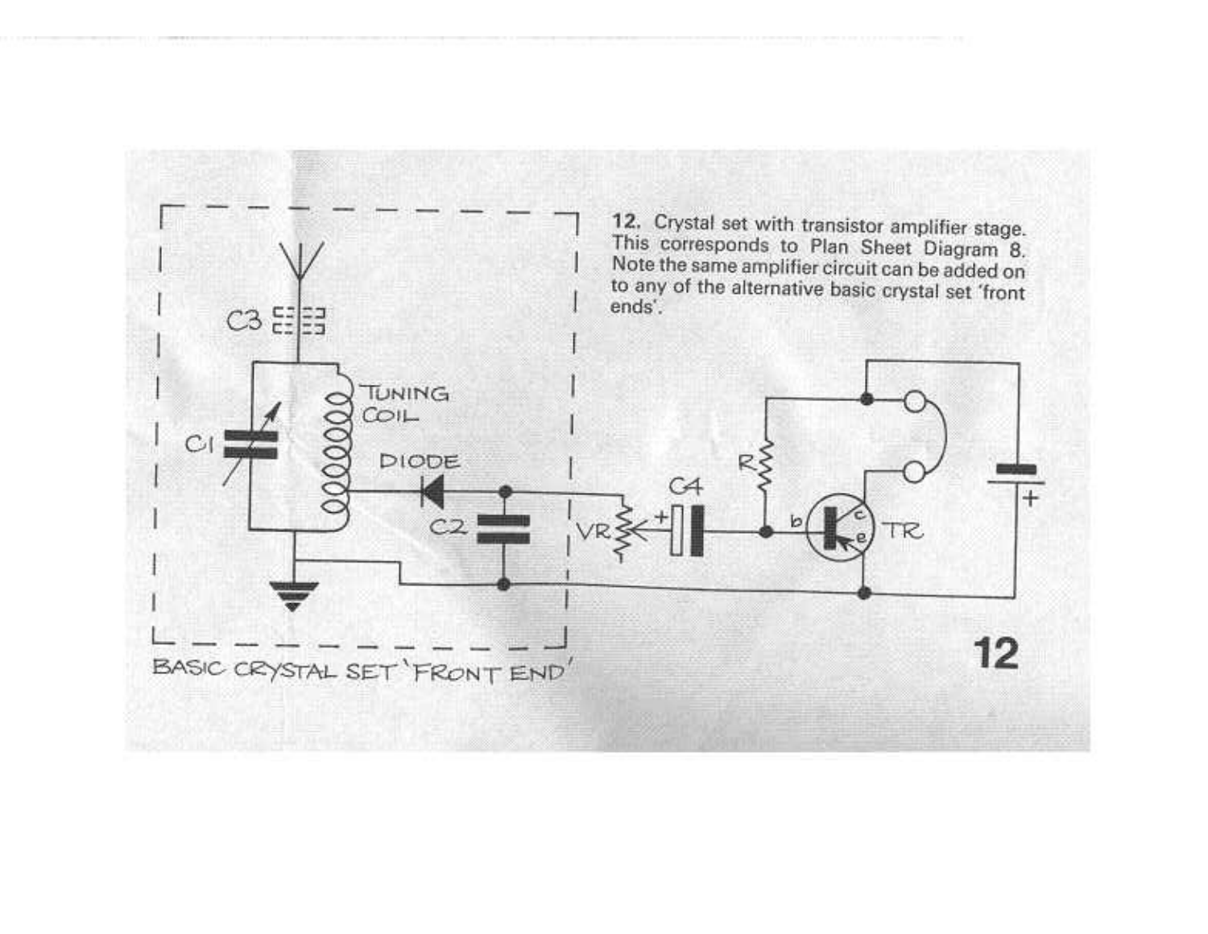**12.** Crystal set with transistor amplifier stage. This corresponds to Plan Sheet Diagram 8. Note the same amplifier circuit can be added on to any of the alternative basic crystal set 'front ends'.

C3

TUNING COIL

C1

DIODE

C2

VR

C4

R

b

c

e

TR

+

BASIC CRYSTAL SET 'FRONT END'

12